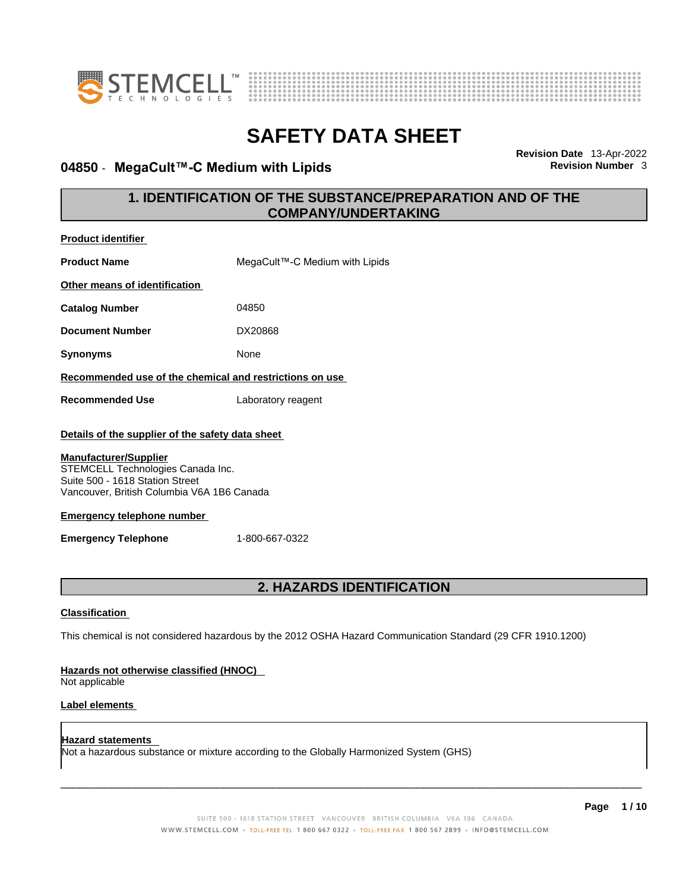# SAFETY DATA SHEET

**04850 - MegaCult™-C Medium with Lipids**

**Revision Date** 13-Apr-2022
**Revision Number** 3

## 1. IDENTIFICATION OF THE SUBSTANCE/PREPARATION AND OF THE COMPANY/UNDERTAKING

**Product identifier**

**Product Name** MegaCult™-C Medium with Lipids

**Other means of identification**

**Catalog Number** 04850

**Document Number** DX20868

**Synonyms** None

**Recommended use of the chemical and restrictions on use**

**Recommended Use** Laboratory reagent

**Details of the supplier of the safety data sheet**

**Manufacturer/Supplier**
STEMCELL Technologies Canada Inc.
Suite 500 - 1618 Station Street
Vancouver, British Columbia V6A 1B6 Canada

**Emergency telephone number**

**Emergency Telephone** 1-800-667-0322

## 2. HAZARDS IDENTIFICATION

**Classification**

This chemical is not considered hazardous by the 2012 OSHA Hazard Communication Standard (29 CFR 1910.1200)

**Hazards not otherwise classified (HNOC)**
Not applicable

**Label elements**

**Hazard statements**
Not a hazardous substance or mixture according to the Globally Harmonized System (GHS)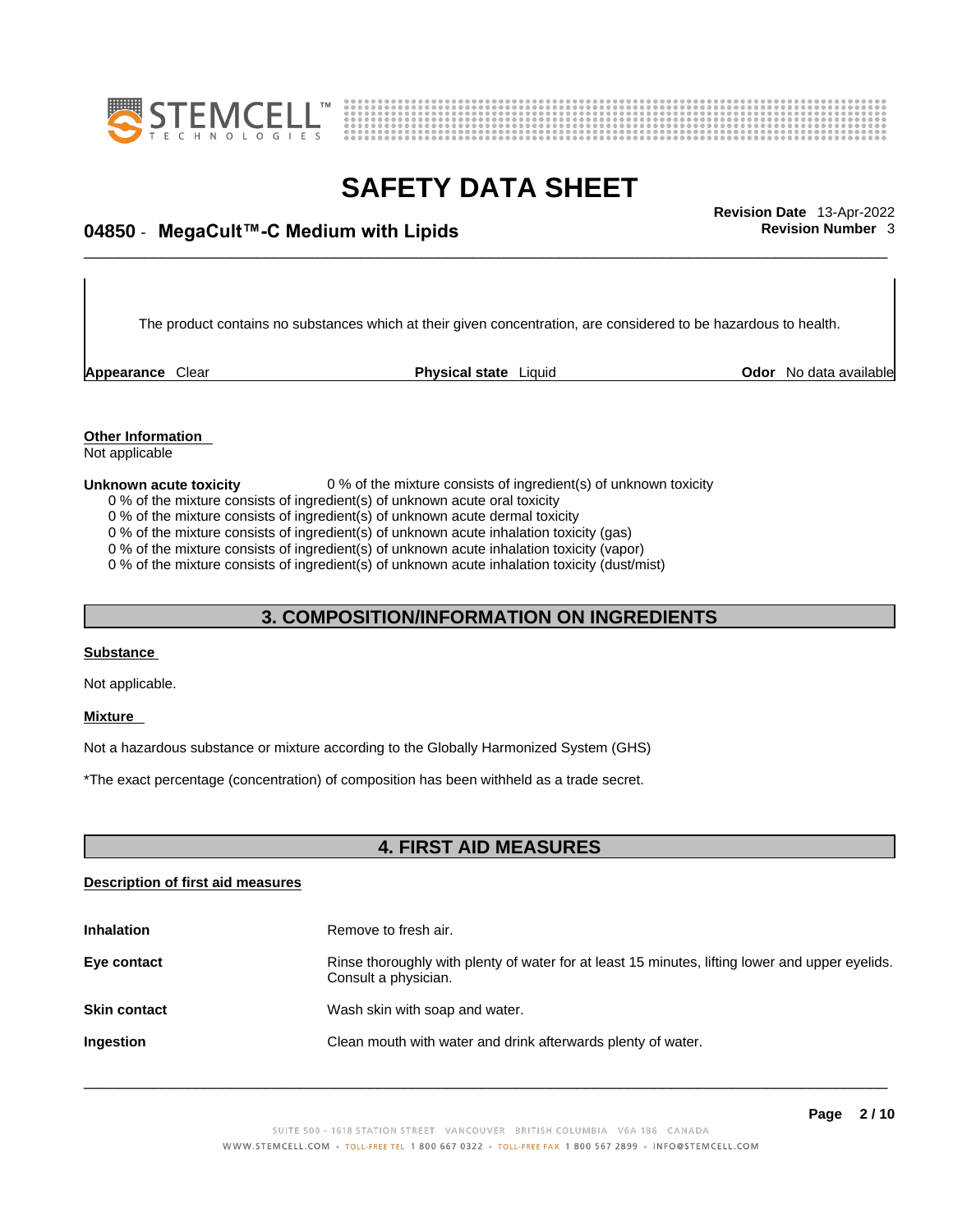The product contains no substances which at their given concentration, are considered to be hazardous to health.

**Appearance** Clear **Physical state** Liquid **Odor** No data available

**Other Information**
Not applicable

**Unknown acute toxicity** 0 % of the mixture consists of ingredient(s) of unknown toxicity

0 % of the mixture consists of ingredient(s) of unknown acute oral toxicity
0 % of the mixture consists of ingredient(s) of unknown acute dermal toxicity
0 % of the mixture consists of ingredient(s) of unknown acute inhalation toxicity (gas)
0 % of the mixture consists of ingredient(s) of unknown acute inhalation toxicity (vapor)
0 % of the mixture consists of ingredient(s) of unknown acute inhalation toxicity (dust/mist)

## 3. COMPOSITION/INFORMATION ON INGREDIENTS

**Substance**

Not applicable.

**Mixture**

Not a hazardous substance or mixture according to the Globally Harmonized System (GHS)

*The exact percentage (concentration) of composition has been withheld as a trade secret.

## 4. FIRST AID MEASURES

**Description of first aid measures**

**Inhalation** Remove to fresh air.

**Eye contact** Rinse thoroughly with plenty of water for at least 15 minutes, lifting lower and upper eyelids. Consult a physician.

**Skin contact** Wash skin with soap and water.

**Ingestion** Clean mouth with water and drink afterwards plenty of water.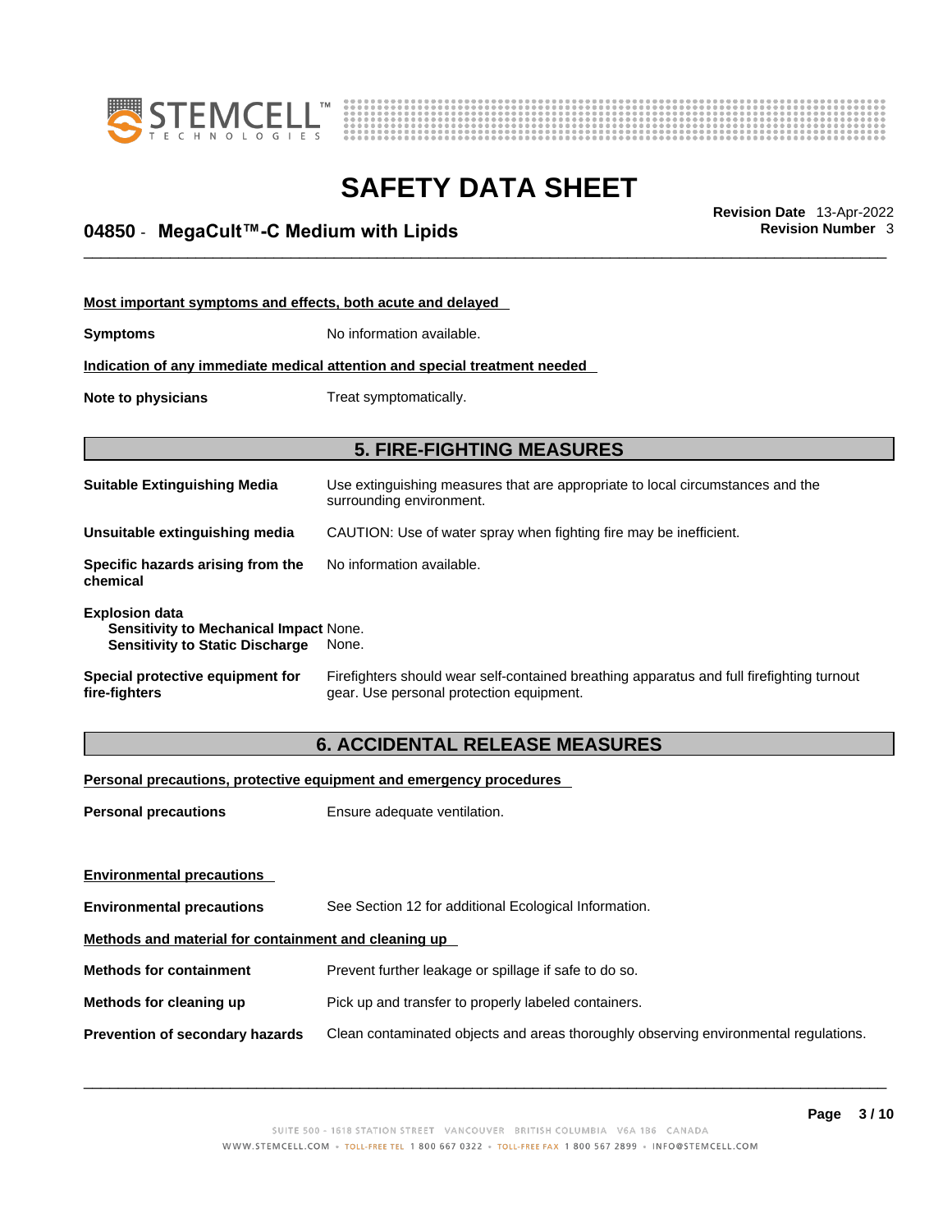**Most important symptoms and effects, both acute and delayed**

**Symptoms** No information available.

**Indication of any immediate medical attention and special treatment needed**

**Note to physicians** Treat symptomatically.

## 5. FIRE-FIGHTING MEASURES

**Suitable Extinguishing Media** Use extinguishing measures that are appropriate to local circumstances and the surrounding environment.

**Unsuitable extinguishing media** CAUTION: Use of water spray when fighting fire may be inefficient.

**Specific hazards arising from the chemical** No information available.

**Explosion data**
**Sensitivity to Mechanical Impact** None.
**Sensitivity to Static Discharge** None.

**Special protective equipment for fire-fighters** Firefighters should wear self-contained breathing apparatus and full firefighting turnout gear. Use personal protection equipment.

## 6. ACCIDENTAL RELEASE MEASURES

**Personal precautions, protective equipment and emergency procedures**

**Personal precautions** Ensure adequate ventilation.

**Environmental precautions**

**Environmental precautions** See Section 12 for additional Ecological Information.

**Methods and material for containment and cleaning up**

**Methods for containment** Prevent further leakage or spillage if safe to do so.

**Methods for cleaning up** Pick up and transfer to properly labeled containers.

**Prevention of secondary hazards** Clean contaminated objects and areas thoroughly observing environmental regulations.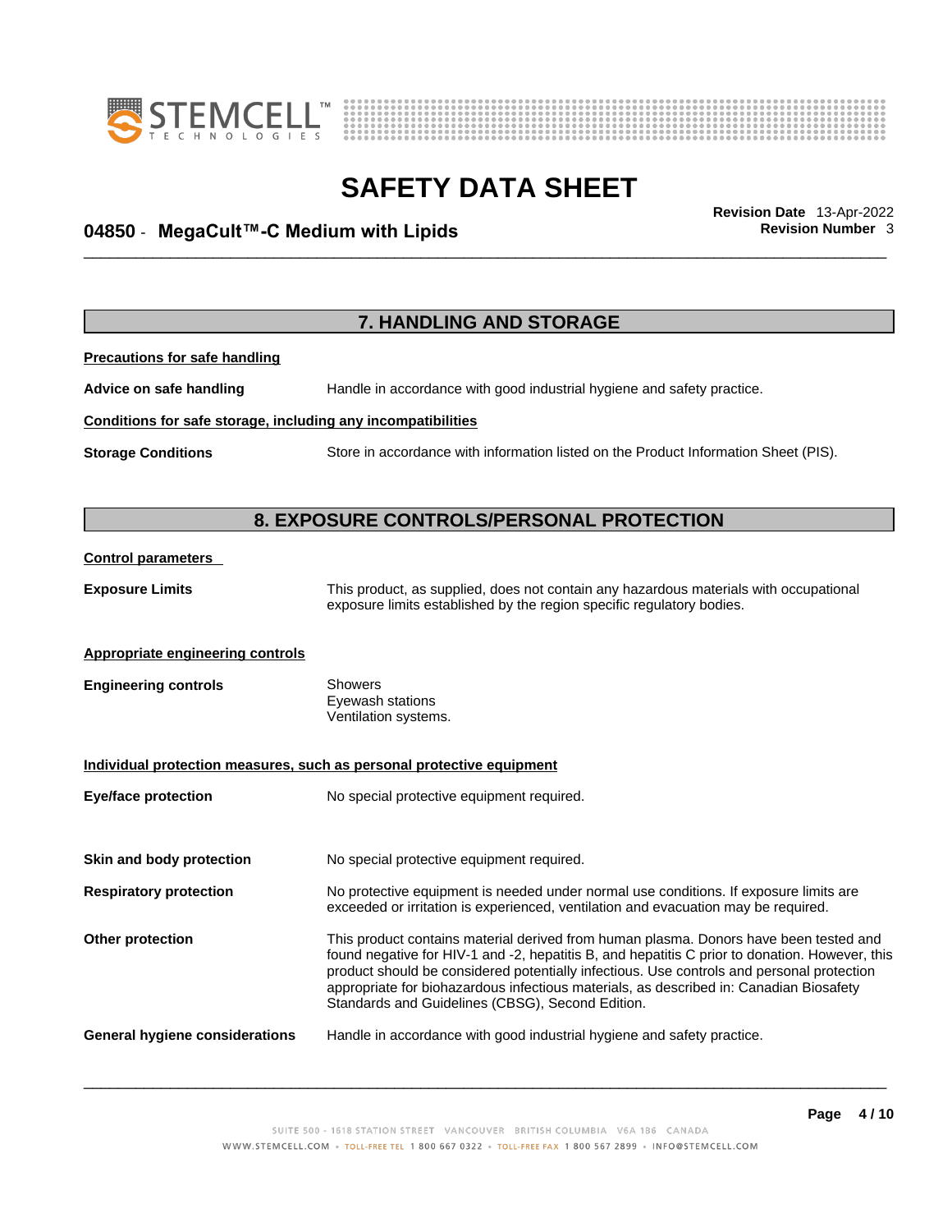## 7. HANDLING AND STORAGE

**Precautions for safe handling**

**Advice on safe handling** Handle in accordance with good industrial hygiene and safety practice.

**Conditions for safe storage, including any incompatibilities**

**Storage Conditions** Store in accordance with information listed on the Product Information Sheet (PIS).

## 8. EXPOSURE CONTROLS/PERSONAL PROTECTION

**Control parameters**

**Exposure Limits** This product, as supplied, does not contain any hazardous materials with occupational exposure limits established by the region specific regulatory bodies.

**Appropriate engineering controls**

**Engineering controls** Showers
Eyewash stations
Ventilation systems.

**Individual protection measures, such as personal protective equipment**

**Eye/face protection** No special protective equipment required.

**Skin and body protection** No special protective equipment required.

**Respiratory protection** No protective equipment is needed under normal use conditions. If exposure limits are exceeded or irritation is experienced, ventilation and evacuation may be required.

**Other protection** This product contains material derived from human plasma. Donors have been tested and found negative for HIV-1 and -2, hepatitis B, and hepatitis C prior to donation. However, this product should be considered potentially infectious. Use controls and personal protection appropriate for biohazardous infectious materials, as described in: Canadian Biosafety Standards and Guidelines (CBSG), Second Edition.

**General hygiene considerations** Handle in accordance with good industrial hygiene and safety practice.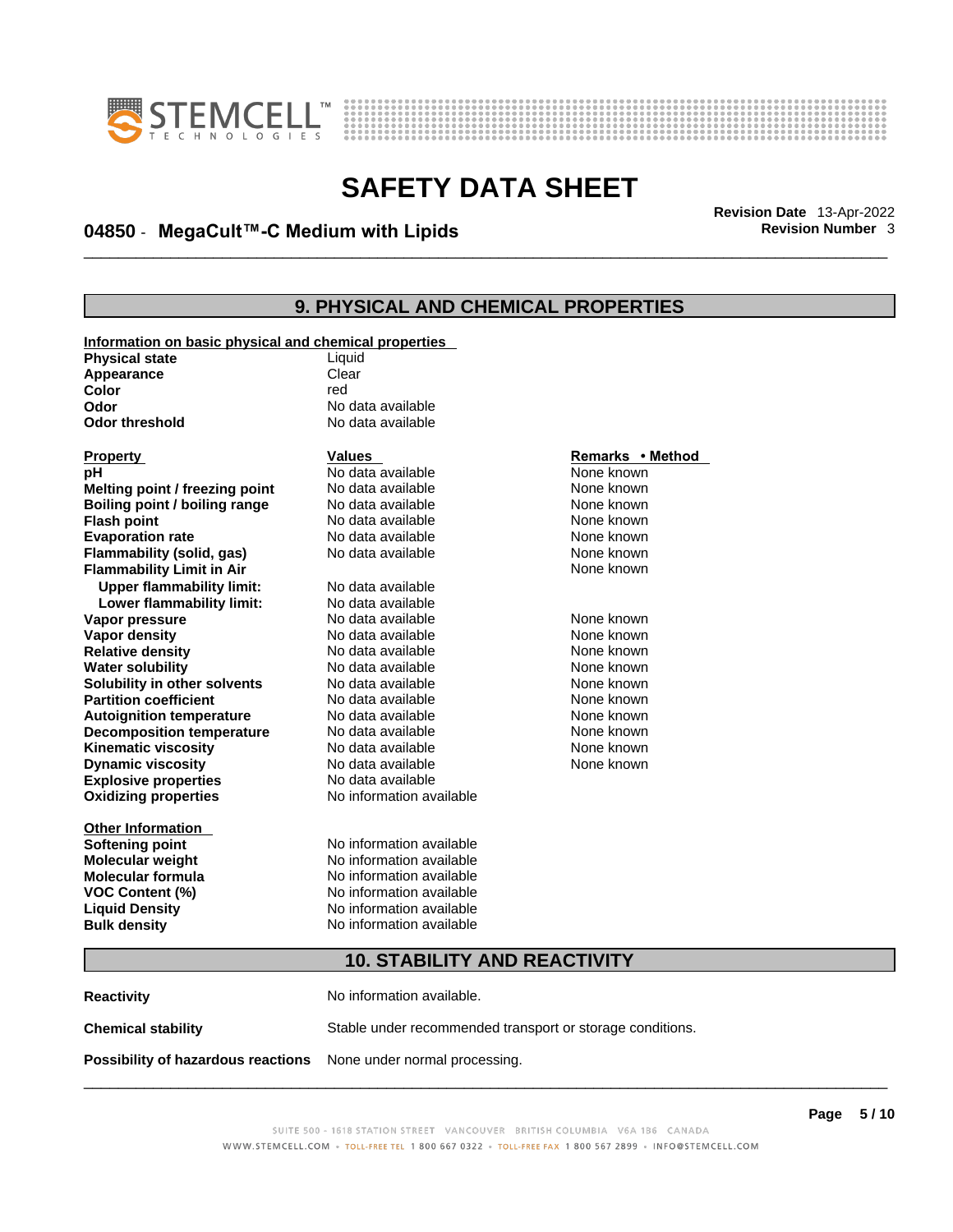## 9. PHYSICAL AND CHEMICAL PROPERTIES

**Information on basic physical and chemical properties**

| | |
|---|---|
| **Physical state** | Liquid |
| **Appearance** | Clear |
| **Color** | red |
| **Odor** | No data available |
| **Odor threshold** | No data available |

| Property | Values | Remarks • Method |
|---|---|---|
| **pH** | No data available | None known |
| **Melting point / freezing point** | No data available | None known |
| **Boiling point / boiling range** | No data available | None known |
| **Flash point** | No data available | None known |
| **Evaporation rate** | No data available | None known |
| **Flammability (solid, gas)** | No data available | None known |
| **Flammability Limit in Air** | | None known |
| **Upper flammability limit:** | No data available | |
| **Lower flammability limit:** | No data available | |
| **Vapor pressure** | No data available | None known |
| **Vapor density** | No data available | None known |
| **Relative density** | No data available | None known |
| **Water solubility** | No data available | None known |
| **Solubility in other solvents** | No data available | None known |
| **Partition coefficient** | No data available | None known |
| **Autoignition temperature** | No data available | None known |
| **Decomposition temperature** | No data available | None known |
| **Kinematic viscosity** | No data available | None known |
| **Dynamic viscosity** | No data available | None known |
| **Explosive properties** | No data available | |
| **Oxidizing properties** | No information available | |

**Other Information**

| | |
|---|---|
| **Softening point** | No information available |
| **Molecular weight** | No information available |
| **Molecular formula** | No information available |
| **VOC Content (%)** | No information available |
| **Liquid Density** | No information available |
| **Bulk density** | No information available |

## 10. STABILITY AND REACTIVITY

| | |
|---|---|
| **Reactivity** | No information available. |
| **Chemical stability** | Stable under recommended transport or storage conditions. |
| **Possibility of hazardous reactions** | None under normal processing. |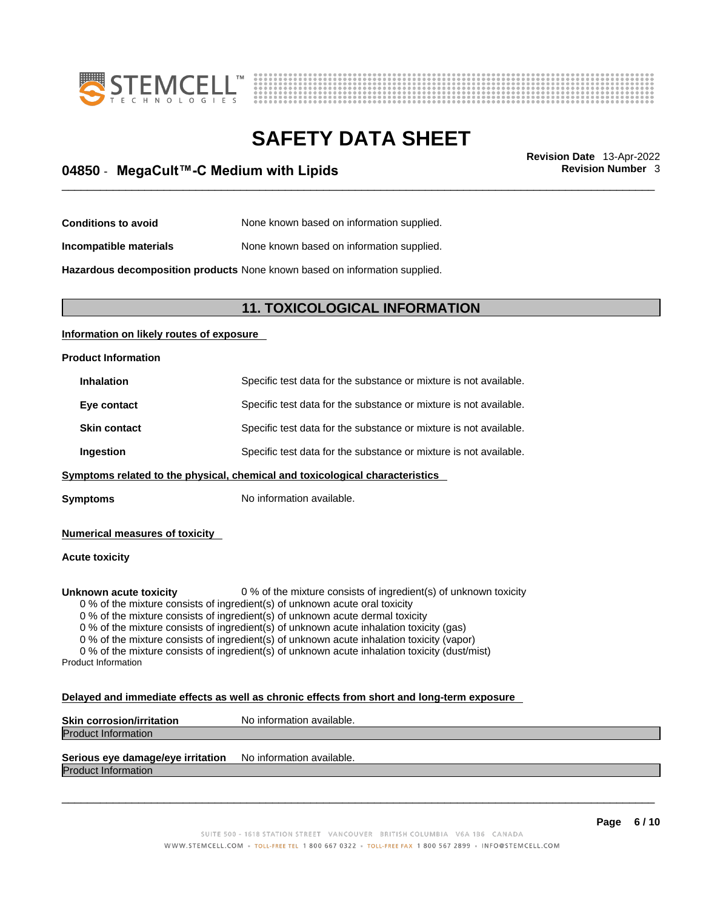| | |
|---|---|
| **Conditions to avoid** | None known based on information supplied. |
| **Incompatible materials** | None known based on information supplied. |
| **Hazardous decomposition products** | None known based on information supplied. |

## 11. TOXICOLOGICAL INFORMATION

**Information on likely routes of exposure**

**Product Information**

| | |
|---|---|
| **Inhalation** | Specific test data for the substance or mixture is not available. |
| **Eye contact** | Specific test data for the substance or mixture is not available. |
| **Skin contact** | Specific test data for the substance or mixture is not available. |
| **Ingestion** | Specific test data for the substance or mixture is not available. |

**Symptoms related to the physical, chemical and toxicological characteristics**

**Symptoms** No information available.

**Numerical measures of toxicity**

**Acute toxicity**

**Unknown acute toxicity** 0 % of the mixture consists of ingredient(s) of unknown toxicity

0 % of the mixture consists of ingredient(s) of unknown acute oral toxicity
0 % of the mixture consists of ingredient(s) of unknown acute dermal toxicity
0 % of the mixture consists of ingredient(s) of unknown acute inhalation toxicity (gas)
0 % of the mixture consists of ingredient(s) of unknown acute inhalation toxicity (vapor)
0 % of the mixture consists of ingredient(s) of unknown acute inhalation toxicity (dust/mist)

Product Information

**Delayed and immediate effects as well as chronic effects from short and long-term exposure**

**Skin corrosion/irritation** No information available.

Product Information

**Serious eye damage/eye irritation** No information available.

Product Information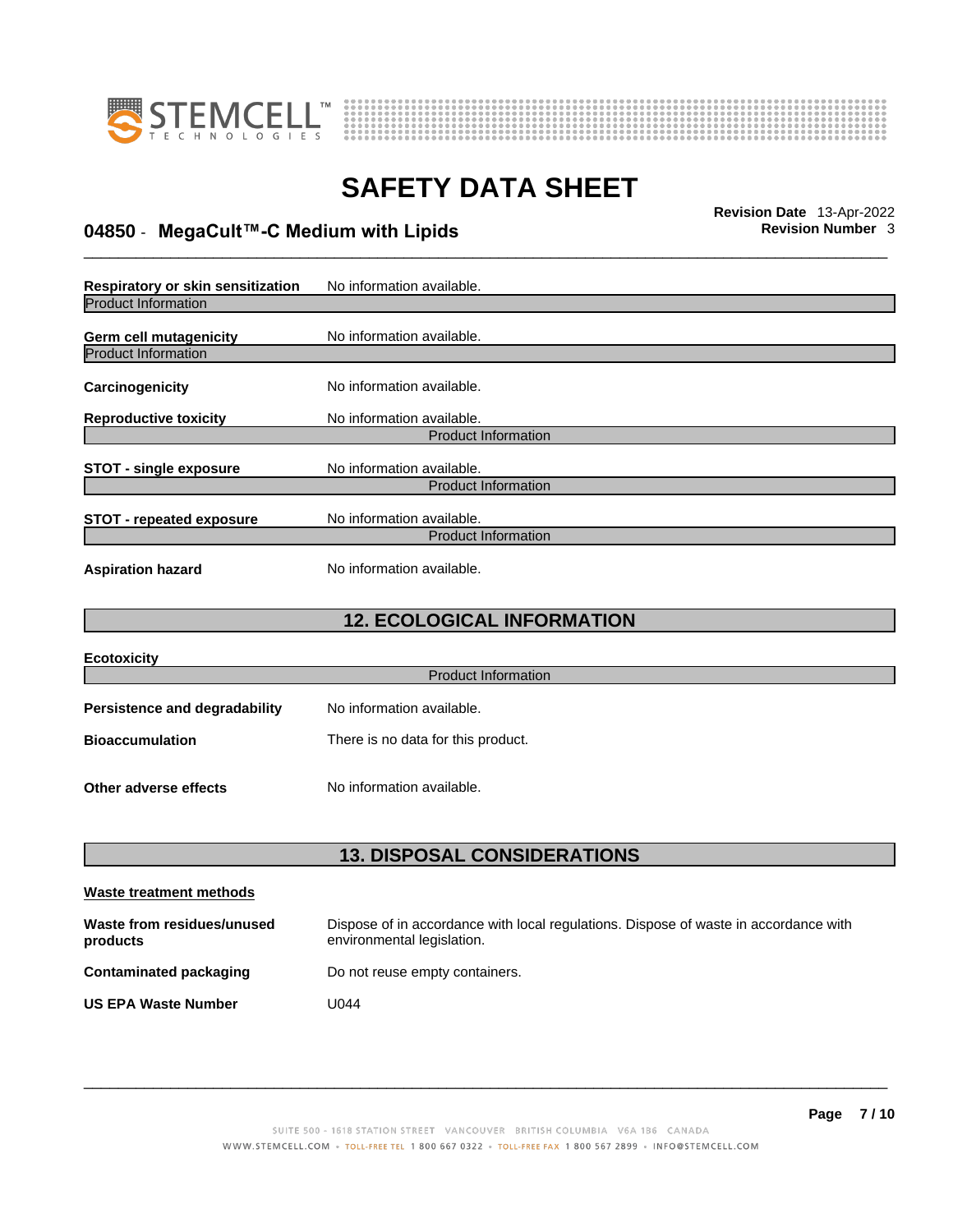**Respiratory or skin sensitization** No information available.

Product Information

**Germ cell mutagenicity** No information available.

Product Information

**Carcinogenicity** No information available.

**Reproductive toxicity** No information available.

Product Information

**STOT - single exposure** No information available.

Product Information

**STOT - repeated exposure** No information available.

Product Information

**Aspiration hazard** No information available.

## 12. ECOLOGICAL INFORMATION

**Ecotoxicity**

Product Information

**Persistence and degradability** No information available.

**Bioaccumulation** There is no data for this product.

**Other adverse effects** No information available.

## 13. DISPOSAL CONSIDERATIONS

**Waste treatment methods**

**Waste from residues/unused products** Dispose of in accordance with local regulations. Dispose of waste in accordance with environmental legislation.

**Contaminated packaging** Do not reuse empty containers.

**US EPA Waste Number** U044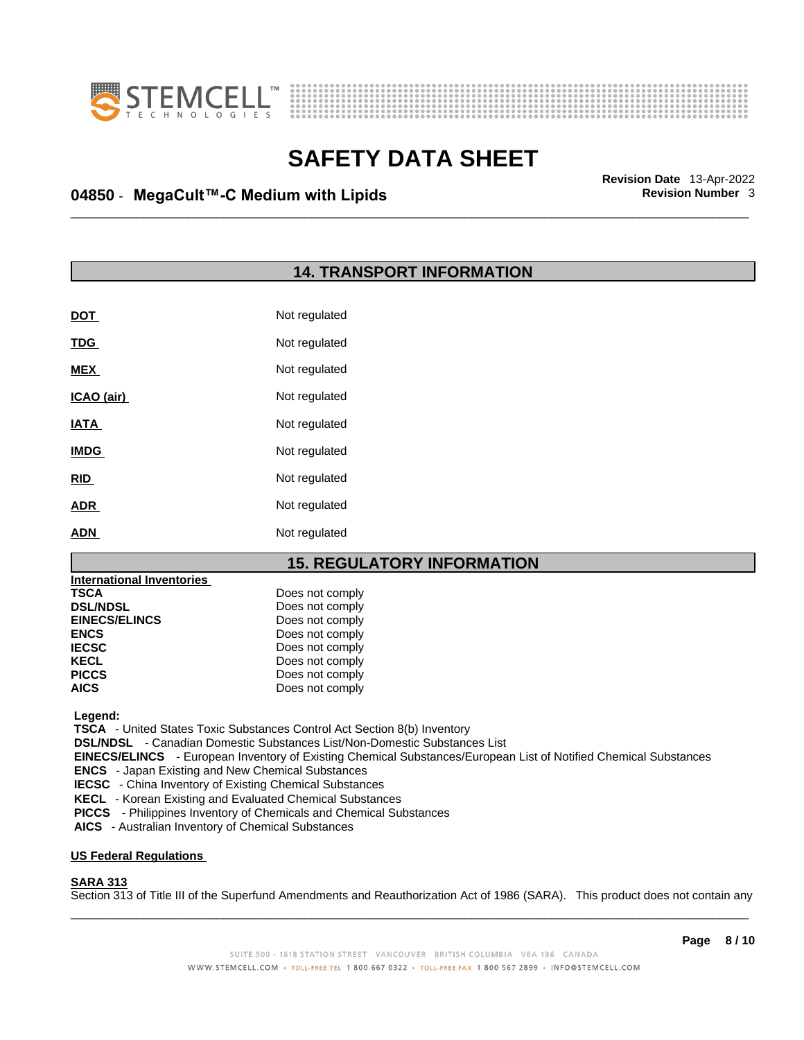## 14. TRANSPORT INFORMATION

| | |
|---|---|
| **DOT** | Not regulated |
| **TDG** | Not regulated |
| **MEX** | Not regulated |
| **ICAO (air)** | Not regulated |
| **IATA** | Not regulated |
| **IMDG** | Not regulated |
| **RID** | Not regulated |
| **ADR** | Not regulated |
| **ADN** | Not regulated |

## 15. REGULATORY INFORMATION

**International Inventories**

| | |
|---|---|
| **TSCA** | Does not comply |
| **DSL/NDSL** | Does not comply |
| **EINECS/ELINCS** | Does not comply |
| **ENCS** | Does not comply |
| **IECSC** | Does not comply |
| **KECL** | Does not comply |
| **PICCS** | Does not comply |
| **AICS** | Does not comply |

**Legend:**
**TSCA** - United States Toxic Substances Control Act Section 8(b) Inventory
**DSL/NDSL** - Canadian Domestic Substances List/Non-Domestic Substances List
**EINECS/ELINCS** - European Inventory of Existing Chemical Substances/European List of Notified Chemical Substances
**ENCS** - Japan Existing and New Chemical Substances
**IECSC** - China Inventory of Existing Chemical Substances
**KECL** - Korean Existing and Evaluated Chemical Substances
**PICCS** - Philippines Inventory of Chemicals and Chemical Substances
**AICS** - Australian Inventory of Chemical Substances

**US Federal Regulations**

**SARA 313**
Section 313 of Title III of the Superfund Amendments and Reauthorization Act of 1986 (SARA). This product does not contain any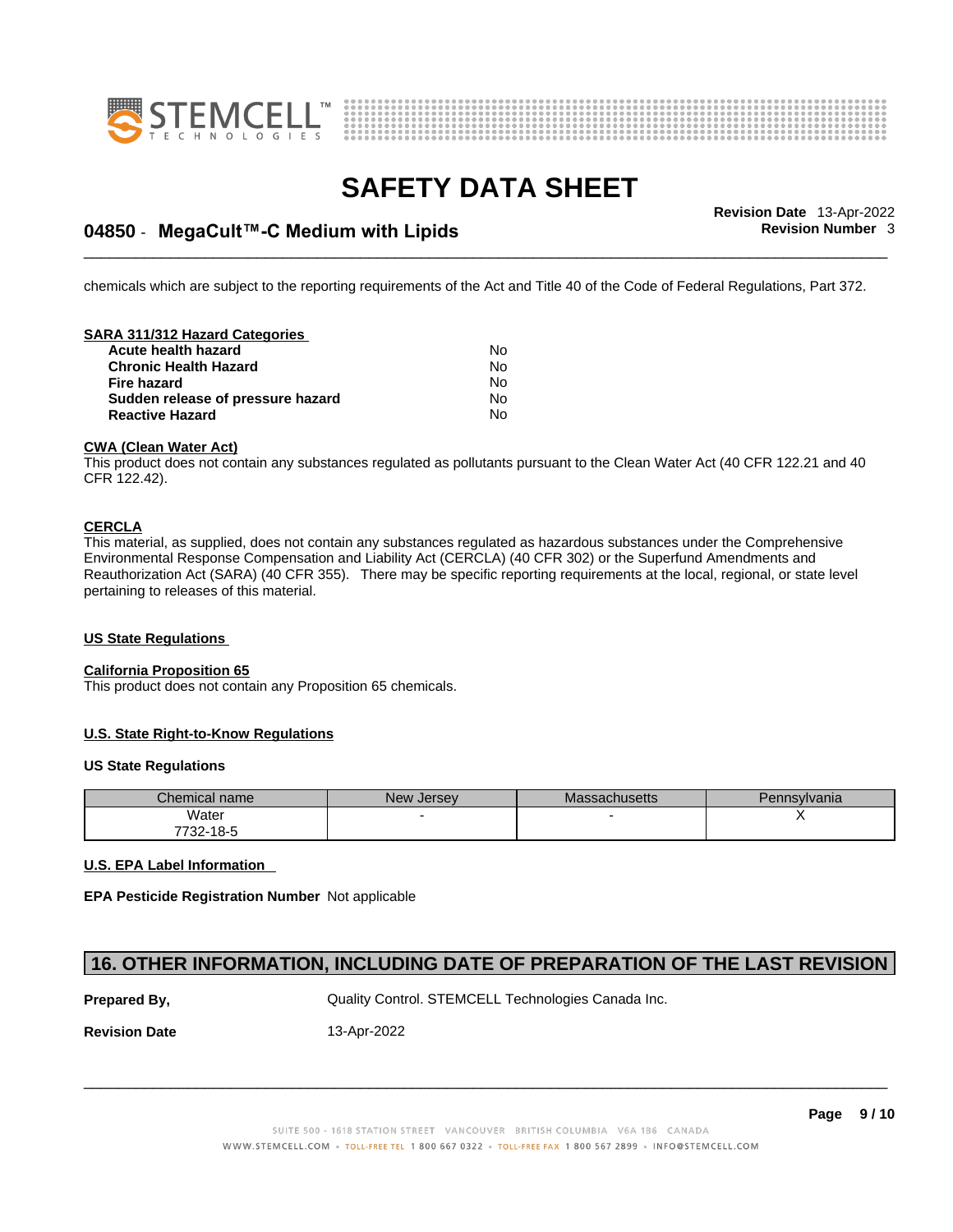chemicals which are subject to the reporting requirements of the Act and Title 40 of the Code of Federal Regulations, Part 372.

**SARA 311/312 Hazard Categories**

| | |
|---|---|
| **Acute health hazard** | No |
| **Chronic Health Hazard** | No |
| **Fire hazard** | No |
| **Sudden release of pressure hazard** | No |
| **Reactive Hazard** | No |

**CWA (Clean Water Act)**

This product does not contain any substances regulated as pollutants pursuant to the Clean Water Act (40 CFR 122.21 and 40 CFR 122.42).

**CERCLA**

This material, as supplied, does not contain any substances regulated as hazardous substances under the Comprehensive Environmental Response Compensation and Liability Act (CERCLA) (40 CFR 302) or the Superfund Amendments and Reauthorization Act (SARA) (40 CFR 355). There may be specific reporting requirements at the local, regional, or state level pertaining to releases of this material.

**US State Regulations**

**California Proposition 65**

This product does not contain any Proposition 65 chemicals.

**U.S. State Right-to-Know Regulations**

**US State Regulations**

| Chemical name | New Jersey | Massachusetts | Pennsylvania |
|---|---|---|---|
| Water<br>7732-18-5 | - | - | X |

**U.S. EPA Label Information**

**EPA Pesticide Registration Number** Not applicable

## 16. OTHER INFORMATION, INCLUDING DATE OF PREPARATION OF THE LAST REVISION

**Prepared By,** Quality Control. STEMCELL Technologies Canada Inc.

**Revision Date** 13-Apr-2022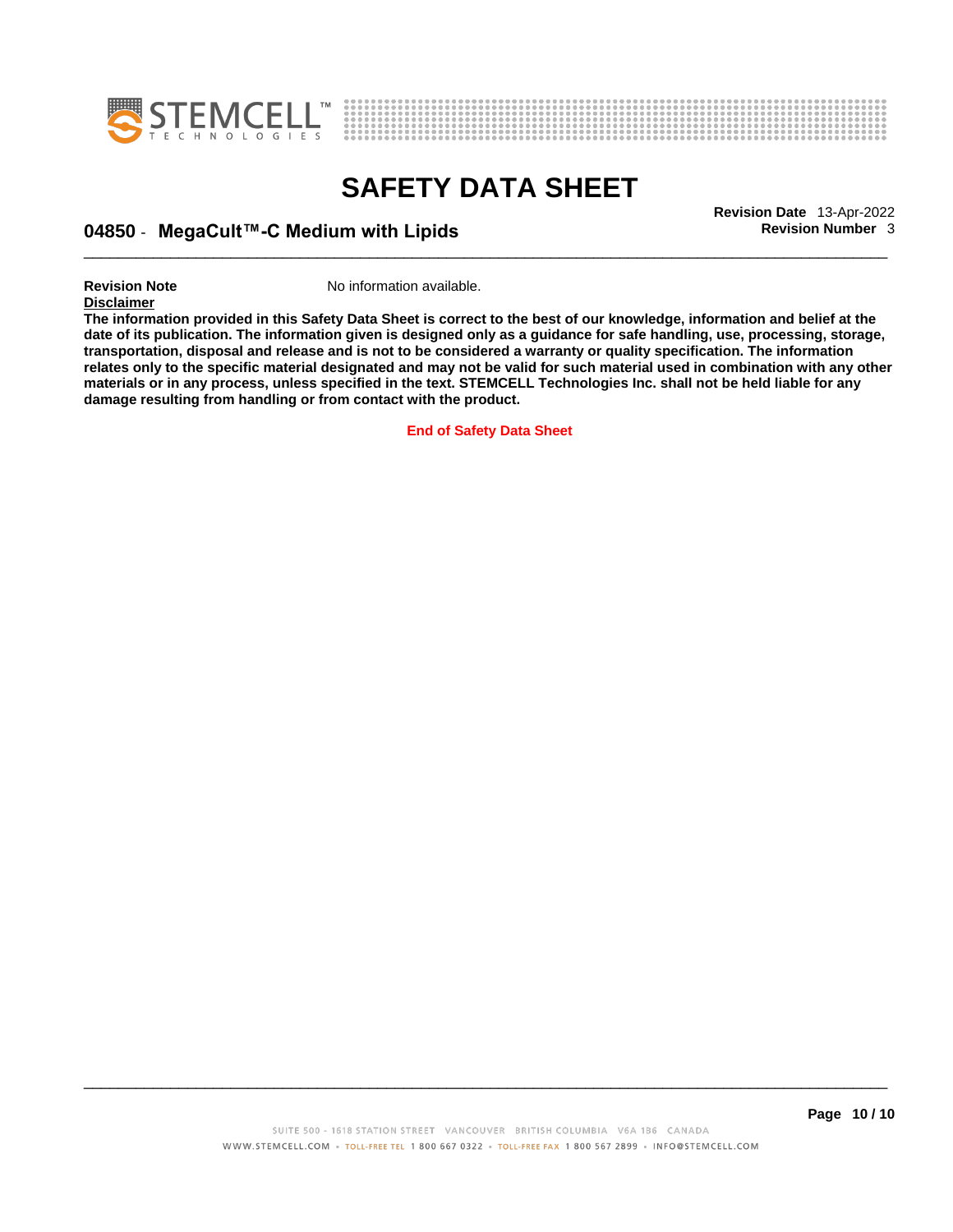# SAFETY DATA SHEET

## 04850 - MegaCult™-C Medium with Lipids

**Revision Date** 13-Apr-2022
**Revision Number** 3

**Revision Note** No information available.

**Disclaimer**

**The information provided in this Safety Data Sheet is correct to the best of our knowledge, information and belief at the date of its publication. The information given is designed only as a guidance for safe handling, use, processing, storage, transportation, disposal and release and is not to be considered a warranty or quality specification. The information relates only to the specific material designated and may not be valid for such material used in combination with any other materials or in any process, unless specified in the text. STEMCELL Technologies Inc. shall not be held liable for any damage resulting from handling or from contact with the product.**

**End of Safety Data Sheet**